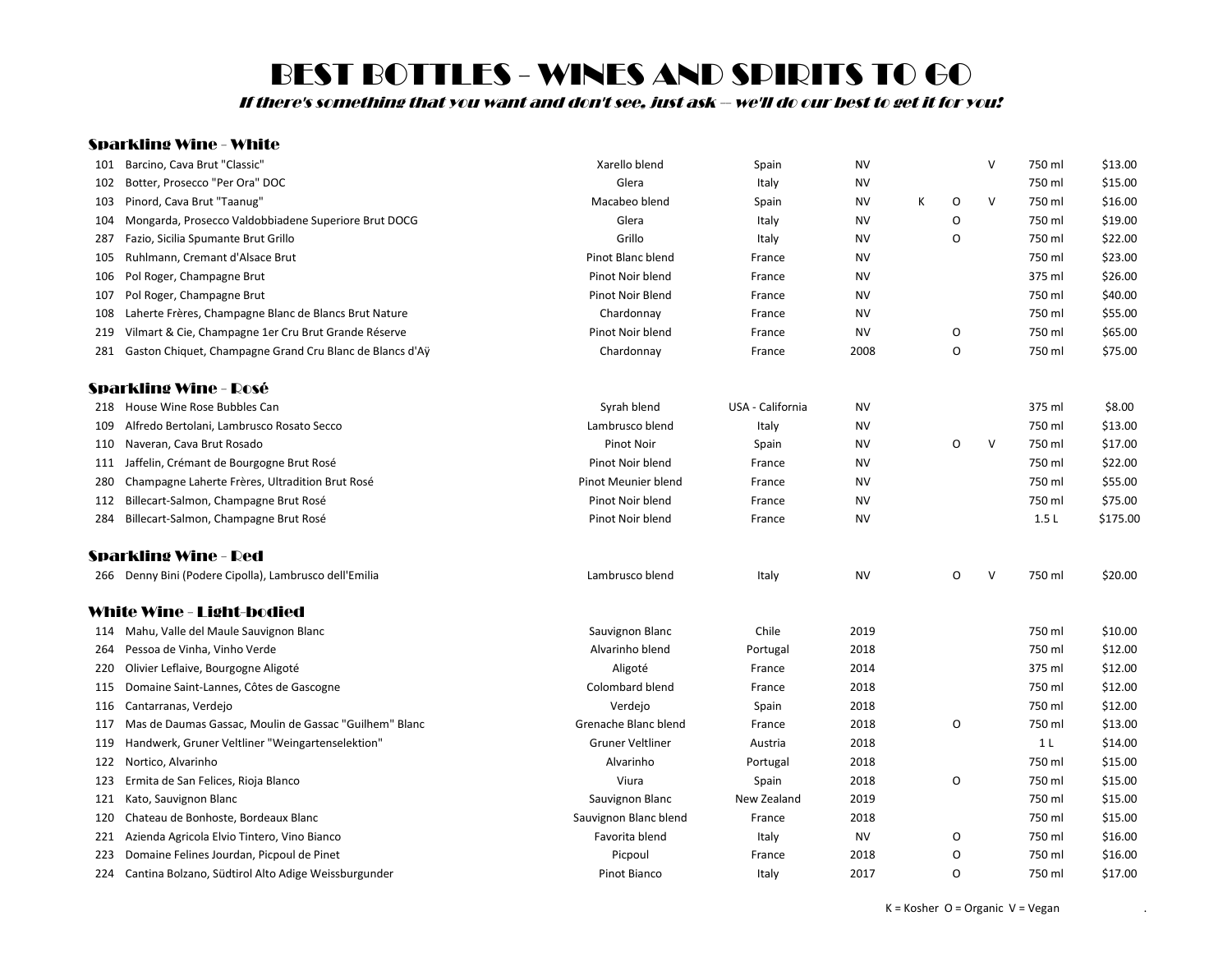# BEST BOTTLES - WINES AND SPIRITS TO GO

***If there's something that you want and don't see, just ask – we'll do our best to get it for you!***

## Sparkling Wine - White

| # | Wine | Grape | Country | Vintage | K | O | V | Size | Price |
|---|---|---|---|---|---|---|---|---|---|
| 101 | Barcino, Cava Brut "Classic" | Xarello blend | Spain | NV | | | V | 750 ml | $13.00 |
| 102 | Botter, Prosecco "Per Ora" DOC | Glera | Italy | NV | | | | 750 ml | $15.00 |
| 103 | Pinord, Cava Brut "Taanug" | Macabeo blend | Spain | NV | K | O | V | 750 ml | $16.00 |
| 104 | Mongarda, Prosecco Valdobbiadene Superiore Brut DOCG | Glera | Italy | NV | | O | | 750 ml | $19.00 |
| 287 | Fazio, Sicilia Spumante Brut Grillo | Grillo | Italy | NV | | O | | 750 ml | $22.00 |
| 105 | Ruhlmann, Cremant d'Alsace Brut | Pinot Blanc blend | France | NV | | | | 750 ml | $23.00 |
| 106 | Pol Roger, Champagne Brut | Pinot Noir blend | France | NV | | | | 375 ml | $26.00 |
| 107 | Pol Roger, Champagne Brut | Pinot Noir Blend | France | NV | | | | 750 ml | $40.00 |
| 108 | Laherte Frères, Champagne Blanc de Blancs Brut Nature | Chardonnay | France | NV | | | | 750 ml | $55.00 |
| 219 | Vilmart & Cie, Champagne 1er Cru Brut Grande Réserve | Pinot Noir blend | France | NV | | O | | 750 ml | $65.00 |
| 281 | Gaston Chiquet, Champagne Grand Cru Blanc de Blancs d'Aÿ | Chardonnay | France | 2008 | | O | | 750 ml | $75.00 |

## Sparkling Wine - Rosé

| # | Wine | Grape | Country | Vintage | K | O | V | Size | Price |
|---|---|---|---|---|---|---|---|---|---|
| 218 | House Wine Rose Bubbles Can | Syrah blend | USA - California | NV | | | | 375 ml | $8.00 |
| 109 | Alfredo Bertolani, Lambrusco Rosato Secco | Lambrusco blend | Italy | NV | | | | 750 ml | $13.00 |
| 110 | Naveran, Cava Brut Rosado | Pinot Noir | Spain | NV | | O | V | 750 ml | $17.00 |
| 111 | Jaffelin, Crémant de Bourgogne Brut Rosé | Pinot Noir blend | France | NV | | | | 750 ml | $22.00 |
| 280 | Champagne Laherte Frères, Ultradition Brut Rosé | Pinot Meunier blend | France | NV | | | | 750 ml | $55.00 |
| 112 | Billecart-Salmon, Champagne Brut Rosé | Pinot Noir blend | France | NV | | | | 750 ml | $75.00 |
| 284 | Billecart-Salmon, Champagne Brut Rosé | Pinot Noir blend | France | NV | | | | 1.5 L | $175.00 |

## Sparkling Wine - Red

| # | Wine | Grape | Country | Vintage | K | O | V | Size | Price |
|---|---|---|---|---|---|---|---|---|---|
| 266 | Denny Bini (Podere Cipolla), Lambrusco dell'Emilia | Lambrusco blend | Italy | NV | | O | V | 750 ml | $20.00 |

## White Wine - Light-bodied

| # | Wine | Grape | Country | Vintage | K | O | V | Size | Price |
|---|---|---|---|---|---|---|---|---|---|
| 114 | Mahu, Valle del Maule Sauvignon Blanc | Sauvignon Blanc | Chile | 2019 | | | | 750 ml | $10.00 |
| 264 | Pessoa de Vinha, Vinho Verde | Alvarinho blend | Portugal | 2018 | | | | 750 ml | $12.00 |
| 220 | Olivier Leflaive, Bourgogne Aligoté | Aligoté | France | 2014 | | | | 375 ml | $12.00 |
| 115 | Domaine Saint-Lannes, Côtes de Gascogne | Colombard blend | France | 2018 | | | | 750 ml | $12.00 |
| 116 | Cantarranas, Verdejo | Verdejo | Spain | 2018 | | | | 750 ml | $12.00 |
| 117 | Mas de Daumas Gassac, Moulin de Gassac "Guilhem" Blanc | Grenache Blanc blend | France | 2018 | | O | | 750 ml | $13.00 |
| 119 | Handwerk, Gruner Veltliner "Weingartenselektion" | Gruner Veltliner | Austria | 2018 | | | | 1 L | $14.00 |
| 122 | Nortico, Alvarinho | Alvarinho | Portugal | 2018 | | | | 750 ml | $15.00 |
| 123 | Ermita de San Felices, Rioja Blanco | Viura | Spain | 2018 | | O | | 750 ml | $15.00 |
| 121 | Kato, Sauvignon Blanc | Sauvignon Blanc | New Zealand | 2019 | | | | 750 ml | $15.00 |
| 120 | Chateau de Bonhoste, Bordeaux Blanc | Sauvignon Blanc blend | France | 2018 | | | | 750 ml | $15.00 |
| 221 | Azienda Agricola Elvio Tintero, Vino Bianco | Favorita blend | Italy | NV | | O | | 750 ml | $16.00 |
| 223 | Domaine Felines Jourdan, Picpoul de Pinet | Picpoul | France | 2018 | | O | | 750 ml | $16.00 |
| 224 | Cantina Bolzano, Südtirol Alto Adige Weissburgunder | Pinot Bianco | Italy | 2017 | | O | | 750 ml | $17.00 |

K = Kosher O = Organic V = Vegan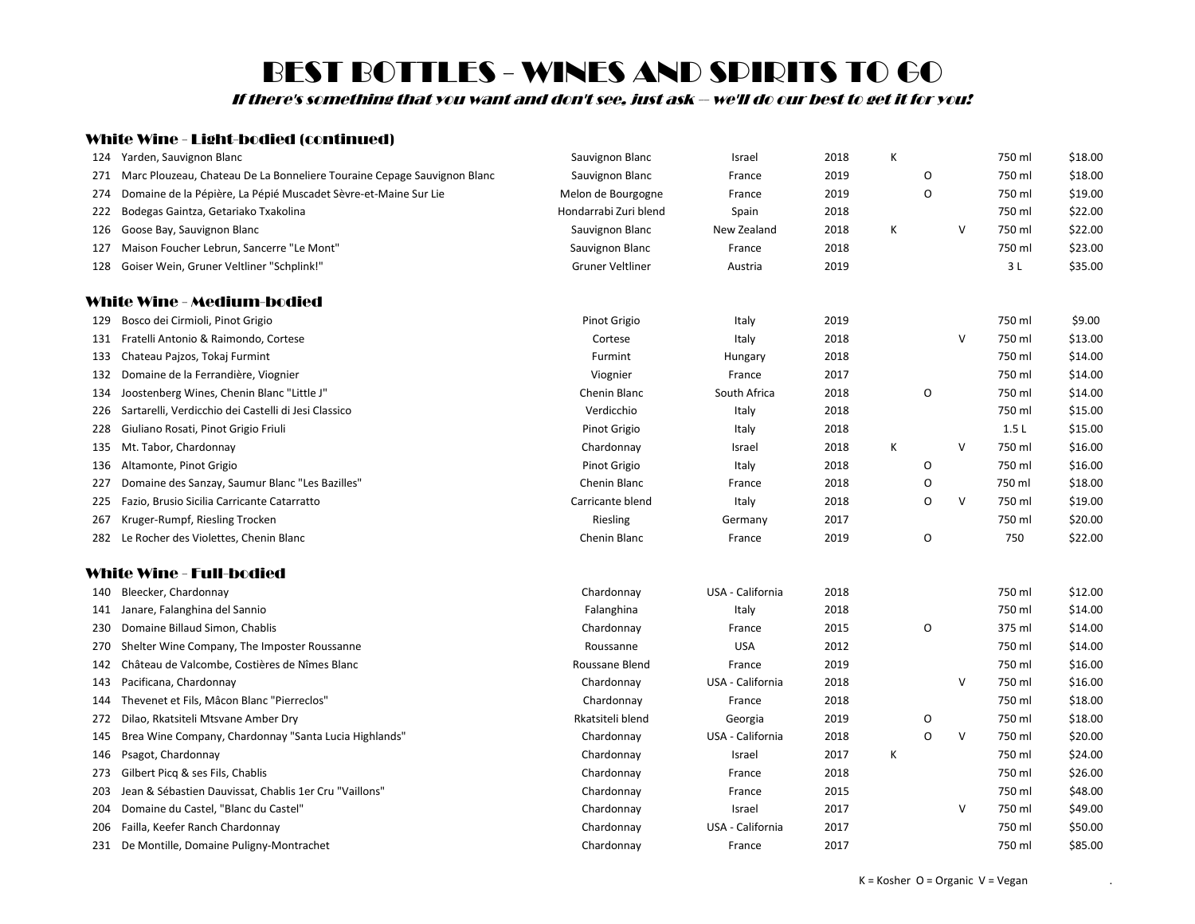# BEST BOTTLES - WINES AND SPIRITS TO GO

*If there's something that you want and don't see, just ask – we'll do our best to get it for you!*

### White Wine - Light-bodied (continued)

| # | Wine | Varietal | Country | Vintage | K | O | V | Size | Price |
|---|---|---|---|---|---|---|---|---|---|
| 124 | Yarden, Sauvignon Blanc | Sauvignon Blanc | Israel | 2018 | K | | | 750 ml | $18.00 |
| 271 | Marc Plouzeau, Chateau De La Bonneliere Touraine Cepage Sauvignon Blanc | Sauvignon Blanc | France | 2019 | | O | | 750 ml | $18.00 |
| 274 | Domaine de la Pépière, La Pépié Muscadet Sèvre-et-Maine Sur Lie | Melon de Bourgogne | France | 2019 | | O | | 750 ml | $19.00 |
| 222 | Bodegas Gaintza, Getariako Txakolina | Hondarrabi Zuri blend | Spain | 2018 | | | | 750 ml | $22.00 |
| 126 | Goose Bay, Sauvignon Blanc | Sauvignon Blanc | New Zealand | 2018 | K | | V | 750 ml | $22.00 |
| 127 | Maison Foucher Lebrun, Sancerre "Le Mont" | Sauvignon Blanc | France | 2018 | | | | 750 ml | $23.00 |
| 128 | Goiser Wein, Gruner Veltliner "Schplink!" | Gruner Veltliner | Austria | 2019 | | | | 3 L | $35.00 |

### White Wine - Medium-bodied

| # | Wine | Varietal | Country | Vintage | K | O | V | Size | Price |
|---|---|---|---|---|---|---|---|---|---|
| 129 | Bosco dei Cirmioli, Pinot Grigio | Pinot Grigio | Italy | 2019 | | | | 750 ml | $9.00 |
| 131 | Fratelli Antonio & Raimondo, Cortese | Cortese | Italy | 2018 | | | V | 750 ml | $13.00 |
| 133 | Chateau Pajzos, Tokaj Furmint | Furmint | Hungary | 2018 | | | | 750 ml | $14.00 |
| 132 | Domaine de la Ferrandière, Viognier | Viognier | France | 2017 | | | | 750 ml | $14.00 |
| 134 | Joostenberg Wines, Chenin Blanc "Little J" | Chenin Blanc | South Africa | 2018 | | O | | 750 ml | $14.00 |
| 226 | Sartarelli, Verdicchio dei Castelli di Jesi Classico | Verdicchio | Italy | 2018 | | | | 750 ml | $15.00 |
| 228 | Giuliano Rosati, Pinot Grigio Friuli | Pinot Grigio | Italy | 2018 | | | | 1.5 L | $15.00 |
| 135 | Mt. Tabor, Chardonnay | Chardonnay | Israel | 2018 | K | | V | 750 ml | $16.00 |
| 136 | Altamonte, Pinot Grigio | Pinot Grigio | Italy | 2018 | | O | | 750 ml | $16.00 |
| 227 | Domaine des Sanzay, Saumur Blanc "Les Bazilles" | Chenin Blanc | France | 2018 | | O | | 750 ml | $18.00 |
| 225 | Fazio, Brusio Sicilia Carricante Catarratto | Carricante blend | Italy | 2018 | | O | V | 750 ml | $19.00 |
| 267 | Kruger-Rumpf, Riesling Trocken | Riesling | Germany | 2017 | | | | 750 ml | $20.00 |
| 282 | Le Rocher des Violettes, Chenin Blanc | Chenin Blanc | France | 2019 | | O | | 750 | $22.00 |

### White Wine - Full-bodied

| # | Wine | Varietal | Country | Vintage | K | O | V | Size | Price |
|---|---|---|---|---|---|---|---|---|---|
| 140 | Bleecker, Chardonnay | Chardonnay | USA - California | 2018 | | | | 750 ml | $12.00 |
| 141 | Janare, Falanghina del Sannio | Falanghina | Italy | 2018 | | | | 750 ml | $14.00 |
| 230 | Domaine Billaud Simon, Chablis | Chardonnay | France | 2015 | | O | | 375 ml | $14.00 |
| 270 | Shelter Wine Company, The Imposter Roussanne | Roussanne | USA | 2012 | | | | 750 ml | $14.00 |
| 142 | Château de Valcombe, Costières de Nîmes Blanc | Roussane Blend | France | 2019 | | | | 750 ml | $16.00 |
| 143 | Pacificana, Chardonnay | Chardonnay | USA - California | 2018 | | | V | 750 ml | $16.00 |
| 144 | Thevenet et Fils, Mâcon Blanc "Pierreclos" | Chardonnay | France | 2018 | | | | 750 ml | $18.00 |
| 272 | Dilao, Rkatsiteli Mtsvane Amber Dry | Rkatsiteli blend | Georgia | 2019 | | O | | 750 ml | $18.00 |
| 145 | Brea Wine Company, Chardonnay "Santa Lucia Highlands" | Chardonnay | USA - California | 2018 | | O | V | 750 ml | $20.00 |
| 146 | Psagot, Chardonnay | Chardonnay | Israel | 2017 | K | | | 750 ml | $24.00 |
| 273 | Gilbert Picq & ses Fils, Chablis | Chardonnay | France | 2018 | | | | 750 ml | $26.00 |
| 203 | Jean & Sébastien Dauvissat, Chablis 1er Cru "Vaillons" | Chardonnay | France | 2015 | | | | 750 ml | $48.00 |
| 204 | Domaine du Castel, "Blanc du Castel" | Chardonnay | Israel | 2017 | | | V | 750 ml | $49.00 |
| 206 | Failla, Keefer Ranch Chardonnay | Chardonnay | USA - California | 2017 | | | | 750 ml | $50.00 |
| 231 | De Montille, Domaine Puligny-Montrachet | Chardonnay | France | 2017 | | | | 750 ml | $85.00 |

K = Kosher O = Organic V = Vegan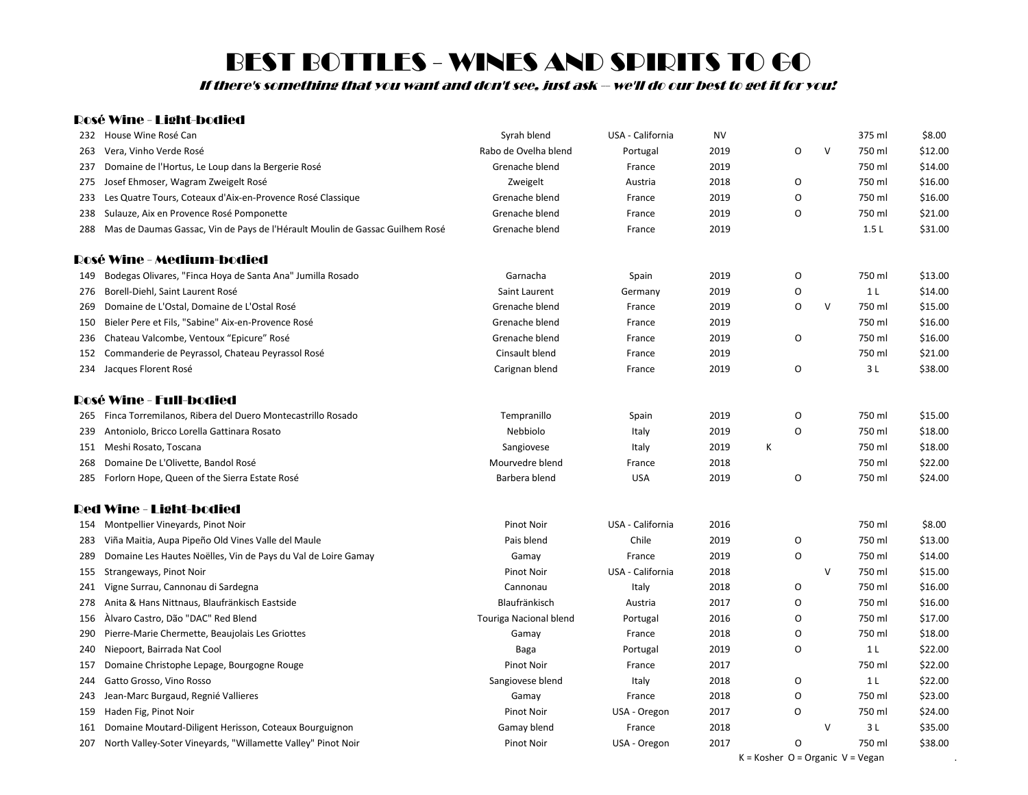# BEST BOTTLES - WINES AND SPIRITS TO GO

***If there's something that you want and don't see, just ask – we'll do our best to get it for you!***

## Rosé Wine - Light-bodied

| # | Wine | Grape | Region | Vintage | K | O | V | Size | Price |
|---|---|---|---|---|---|---|---|---|---|
| 232 | House Wine Rosé Can | Syrah blend | USA - California | NV | | | | 375 ml | $8.00 |
| 263 | Vera, Vinho Verde Rosé | Rabo de Ovelha blend | Portugal | 2019 | | O | V | 750 ml | $12.00 |
| 237 | Domaine de l'Hortus, Le Loup dans la Bergerie Rosé | Grenache blend | France | 2019 | | | | 750 ml | $14.00 |
| 275 | Josef Ehmoser, Wagram Zweigelt Rosé | Zweigelt | Austria | 2018 | | O | | 750 ml | $16.00 |
| 233 | Les Quatre Tours, Coteaux d'Aix-en-Provence Rosé Classique | Grenache blend | France | 2019 | | O | | 750 ml | $16.00 |
| 238 | Sulauze, Aix en Provence Rosé Pomponette | Grenache blend | France | 2019 | | O | | 750 ml | $21.00 |
| 288 | Mas de Daumas Gassac, Vin de Pays de l'Hérault Moulin de Gassac Guilhem Rosé | Grenache blend | France | 2019 | | | | 1.5 L | $31.00 |

## Rosé Wine - Medium-bodied

| # | Wine | Grape | Region | Vintage | K | O | V | Size | Price |
|---|---|---|---|---|---|---|---|---|---|
| 149 | Bodegas Olivares, "Finca Hoya de Santa Ana" Jumilla Rosado | Garnacha | Spain | 2019 | | O | | 750 ml | $13.00 |
| 276 | Borell-Diehl, Saint Laurent Rosé | Saint Laurent | Germany | 2019 | | O | | 1 L | $14.00 |
| 269 | Domaine de L'Ostal, Domaine de L'Ostal Rosé | Grenache blend | France | 2019 | | O | V | 750 ml | $15.00 |
| 150 | Bieler Pere et Fils, "Sabine" Aix-en-Provence Rosé | Grenache blend | France | 2019 | | | | 750 ml | $16.00 |
| 236 | Chateau Valcombe, Ventoux "Epicure" Rosé | Grenache blend | France | 2019 | | O | | 750 ml | $16.00 |
| 152 | Commanderie de Peyrassol, Chateau Peyrassol Rosé | Cinsault blend | France | 2019 | | | | 750 ml | $21.00 |
| 234 | Jacques Florent Rosé | Carignan blend | France | 2019 | | O | | 3 L | $38.00 |

## Rosé Wine - Full-bodied

| # | Wine | Grape | Region | Vintage | K | O | V | Size | Price |
|---|---|---|---|---|---|---|---|---|---|
| 265 | Finca Torremilanos, Ribera del Duero Montecastrillo Rosado | Tempranillo | Spain | 2019 | | O | | 750 ml | $15.00 |
| 239 | Antoniolo, Bricco Lorella Gattinara Rosato | Nebbiolo | Italy | 2019 | | O | | 750 ml | $18.00 |
| 151 | Meshi Rosato, Toscana | Sangiovese | Italy | 2019 | K | | | 750 ml | $18.00 |
| 268 | Domaine De L'Olivette, Bandol Rosé | Mourvedre blend | France | 2018 | | | | 750 ml | $22.00 |
| 285 | Forlorn Hope, Queen of the Sierra Estate Rosé | Barbera blend | USA | 2019 | | O | | 750 ml | $24.00 |

## Red Wine - Light-bodied

| # | Wine | Grape | Region | Vintage | K | O | V | Size | Price |
|---|---|---|---|---|---|---|---|---|---|
| 154 | Montpellier Vineyards, Pinot Noir | Pinot Noir | USA - California | 2016 | | | | 750 ml | $8.00 |
| 283 | Viña Maitia, Aupa Pipeño Old Vines Valle del Maule | Pais blend | Chile | 2019 | | O | | 750 ml | $13.00 |
| 289 | Domaine Les Hautes Noëlles, Vin de Pays du Val de Loire Gamay | Gamay | France | 2019 | | O | | 750 ml | $14.00 |
| 155 | Strangeways, Pinot Noir | Pinot Noir | USA - California | 2018 | | | V | 750 ml | $15.00 |
| 241 | Vigne Surrau, Cannonau di Sardegna | Cannonau | Italy | 2018 | | O | | 750 ml | $16.00 |
| 278 | Anita & Hans Nittnaus, Blaufränkisch Eastside | Blaufränkisch | Austria | 2017 | | O | | 750 ml | $16.00 |
| 156 | Àlvaro Castro, Dão "DAC" Red Blend | Touriga Nacional blend | Portugal | 2016 | | O | | 750 ml | $17.00 |
| 290 | Pierre-Marie Chermette, Beaujolais Les Griottes | Gamay | France | 2018 | | O | | 750 ml | $18.00 |
| 240 | Niepoort, Bairrada Nat Cool | Baga | Portugal | 2019 | | O | | 1 L | $22.00 |
| 157 | Domaine Christophe Lepage, Bourgogne Rouge | Pinot Noir | France | 2017 | | | | 750 ml | $22.00 |
| 244 | Gatto Grosso, Vino Rosso | Sangiovese blend | Italy | 2018 | | O | | 1 L | $22.00 |
| 243 | Jean-Marc Burgaud, Regnié Vallieres | Gamay | France | 2018 | | O | | 750 ml | $23.00 |
| 159 | Haden Fig, Pinot Noir | Pinot Noir | USA - Oregon | 2017 | | O | | 750 ml | $24.00 |
| 161 | Domaine Moutard-Diligent Herisson, Coteaux Bourguignon | Gamay blend | France | 2018 | | | V | 3 L | $35.00 |
| 207 | North Valley-Soter Vineyards, "Willamette Valley" Pinot Noir | Pinot Noir | USA - Oregon | 2017 | | O | | 750 ml | $38.00 |

K = Kosher O = Organic V = Vegan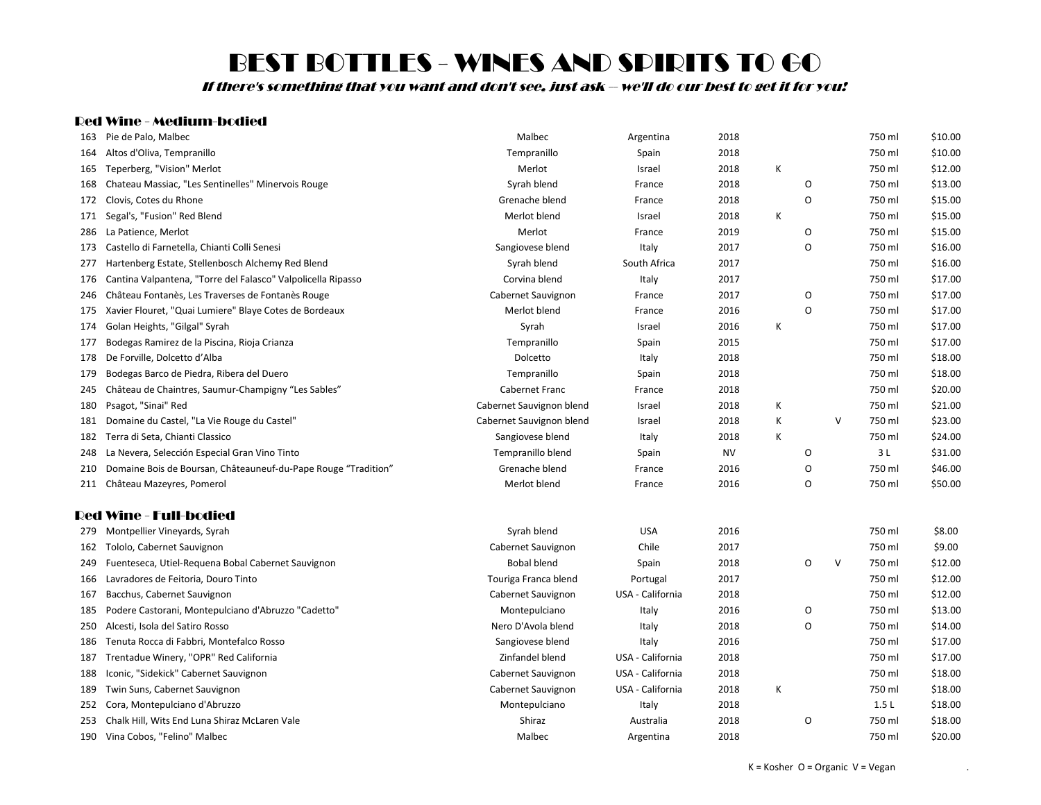# BEST BOTTLES - WINES AND SPIRITS TO GO

*If there's something that you want and don't see, just ask – we'll do our best to get it for you!*

## Red Wine - Medium-bodied

| # | Wine | Varietal | Country | Vintage | K | O | V | Size | Price |
|---|---|---|---|---|---|---|---|---|---|
| 163 | Pie de Palo, Malbec | Malbec | Argentina | 2018 | | | | 750 ml | $10.00 |
| 164 | Altos d'Oliva, Tempranillo | Tempranillo | Spain | 2018 | | | | 750 ml | $10.00 |
| 165 | Teperberg, "Vision" Merlot | Merlot | Israel | 2018 | K | | | 750 ml | $12.00 |
| 168 | Chateau Massiac, "Les Sentinelles" Minervois Rouge | Syrah blend | France | 2018 | | O | | 750 ml | $13.00 |
| 172 | Clovis, Cotes du Rhone | Grenache blend | France | 2018 | | O | | 750 ml | $15.00 |
| 171 | Segal's, "Fusion" Red Blend | Merlot blend | Israel | 2018 | K | | | 750 ml | $15.00 |
| 286 | La Patience, Merlot | Merlot | France | 2019 | | O | | 750 ml | $15.00 |
| 173 | Castello di Farnetella, Chianti Colli Senesi | Sangiovese blend | Italy | 2017 | | O | | 750 ml | $16.00 |
| 277 | Hartenberg Estate, Stellenbosch Alchemy Red Blend | Syrah blend | South Africa | 2017 | | | | 750 ml | $16.00 |
| 176 | Cantina Valpantena, "Torre del Falasco" Valpolicella Ripasso | Corvina blend | Italy | 2017 | | | | 750 ml | $17.00 |
| 246 | Château Fontanès, Les Traverses de Fontanès Rouge | Cabernet Sauvignon | France | 2017 | | O | | 750 ml | $17.00 |
| 175 | Xavier Flouret, "Quai Lumiere" Blaye Cotes de Bordeaux | Merlot blend | France | 2016 | | O | | 750 ml | $17.00 |
| 174 | Golan Heights, "Gilgal" Syrah | Syrah | Israel | 2016 | K | | | 750 ml | $17.00 |
| 177 | Bodegas Ramirez de la Piscina, Rioja Crianza | Tempranillo | Spain | 2015 | | | | 750 ml | $17.00 |
| 178 | De Forville, Dolcetto d'Alba | Dolcetto | Italy | 2018 | | | | 750 ml | $18.00 |
| 179 | Bodegas Barco de Piedra, Ribera del Duero | Tempranillo | Spain | 2018 | | | | 750 ml | $18.00 |
| 245 | Château de Chaintres, Saumur-Champigny "Les Sables" | Cabernet Franc | France | 2018 | | | | 750 ml | $20.00 |
| 180 | Psagot, "Sinai" Red | Cabernet Sauvignon blend | Israel | 2018 | K | | | 750 ml | $21.00 |
| 181 | Domaine du Castel, "La Vie Rouge du Castel" | Cabernet Sauvignon blend | Israel | 2018 | K | | V | 750 ml | $23.00 |
| 182 | Terra di Seta, Chianti Classico | Sangiovese blend | Italy | 2018 | K | | | 750 ml | $24.00 |
| 248 | La Nevera, Selección Especial Gran Vino Tinto | Tempranillo blend | Spain | NV | | O | | 3 L | $31.00 |
| 210 | Domaine Bois de Boursan, Châteauneuf-du-Pape Rouge "Tradition" | Grenache blend | France | 2016 | | O | | 750 ml | $46.00 |
| 211 | Château Mazeyres, Pomerol | Merlot blend | France | 2016 | | O | | 750 ml | $50.00 |

## Red Wine - Full-bodied

| # | Wine | Varietal | Country | Vintage | K | O | V | Size | Price |
|---|---|---|---|---|---|---|---|---|---|
| 279 | Montpellier Vineyards, Syrah | Syrah blend | USA | 2016 | | | | 750 ml | $8.00 |
| 162 | Tololo, Cabernet Sauvignon | Cabernet Sauvignon | Chile | 2017 | | | | 750 ml | $9.00 |
| 249 | Fuenteseca, Utiel-Requena Bobal Cabernet Sauvignon | Bobal blend | Spain | 2018 | | O | V | 750 ml | $12.00 |
| 166 | Lavradores de Feitoria, Douro Tinto | Touriga Franca blend | Portugal | 2017 | | | | 750 ml | $12.00 |
| 167 | Bacchus, Cabernet Sauvignon | Cabernet Sauvignon | USA - California | 2018 | | | | 750 ml | $12.00 |
| 185 | Podere Castorani, Montepulciano d'Abruzzo "Cadetto" | Montepulciano | Italy | 2016 | | O | | 750 ml | $13.00 |
| 250 | Alcesti, Isola del Satiro Rosso | Nero D'Avola blend | Italy | 2018 | | O | | 750 ml | $14.00 |
| 186 | Tenuta Rocca di Fabbri, Montefalco Rosso | Sangiovese blend | Italy | 2016 | | | | 750 ml | $17.00 |
| 187 | Trentadue Winery, "OPR" Red California | Zinfandel blend | USA - California | 2018 | | | | 750 ml | $17.00 |
| 188 | Iconic, "Sidekick" Cabernet Sauvignon | Cabernet Sauvignon | USA - California | 2018 | | | | 750 ml | $18.00 |
| 189 | Twin Suns, Cabernet Sauvignon | Cabernet Sauvignon | USA - California | 2018 | K | | | 750 ml | $18.00 |
| 252 | Cora, Montepulciano d'Abruzzo | Montepulciano | Italy | 2018 | | | | 1.5 L | $18.00 |
| 253 | Chalk Hill, Wits End Luna Shiraz McLaren Vale | Shiraz | Australia | 2018 | | O | | 750 ml | $18.00 |
| 190 | Vina Cobos, "Felino" Malbec | Malbec | Argentina | 2018 | | | | 750 ml | $20.00 |

K = Kosher O = Organic V = Vegan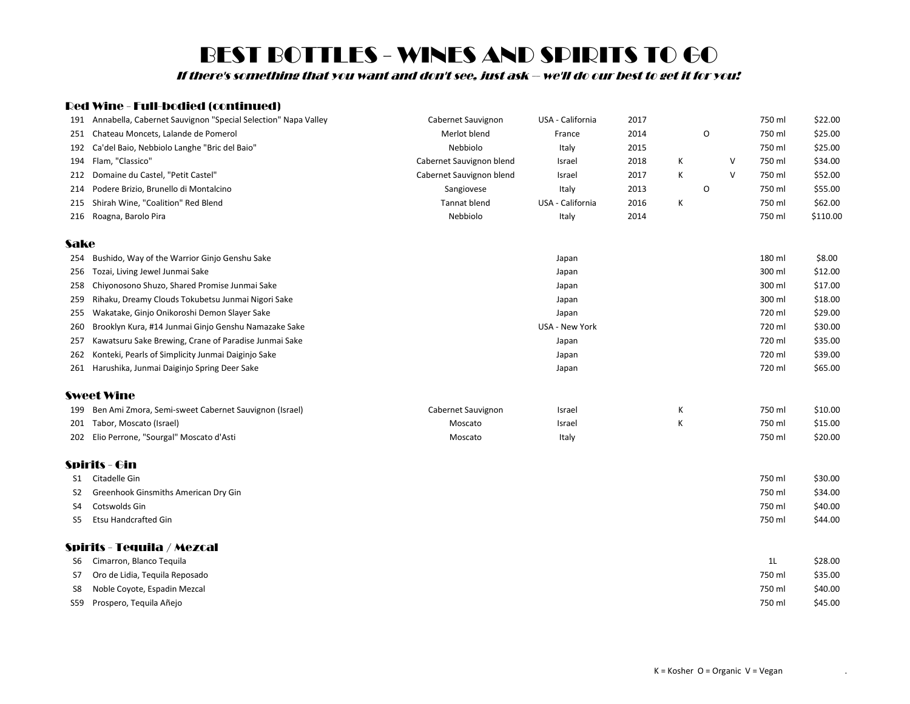# BEST BOTTLES - WINES AND SPIRITS TO GO

*If there's something that you want and don't see, just ask – we'll do our best to get it for you!*

## Red Wine - Full-bodied (continued)

| No. | Name | Varietal | Country | Vintage | K | O | V | Size | Price |
|---|---|---|---|---|---|---|---|---|---|
| 191 | Annabella, Cabernet Sauvignon "Special Selection" Napa Valley | Cabernet Sauvignon | USA - California | 2017 | | | | 750 ml | $22.00 |
| 251 | Chateau Moncets, Lalande de Pomerol | Merlot blend | France | 2014 | | O | | 750 ml | $25.00 |
| 192 | Ca'del Baio, Nebbiolo Langhe "Bric del Baio" | Nebbiolo | Italy | 2015 | | | | 750 ml | $25.00 |
| 194 | Flam, "Classico" | Cabernet Sauvignon blend | Israel | 2018 | K | | V | 750 ml | $34.00 |
| 212 | Domaine du Castel, "Petit Castel" | Cabernet Sauvignon blend | Israel | 2017 | K | | V | 750 ml | $52.00 |
| 214 | Podere Brizio, Brunello di Montalcino | Sangiovese | Italy | 2013 | | O | | 750 ml | $55.00 |
| 215 | Shirah Wine, "Coalition" Red Blend | Tannat blend | USA - California | 2016 | K | | | 750 ml | $62.00 |
| 216 | Roagna, Barolo Pira | Nebbiolo | Italy | 2014 | | | | 750 ml | $110.00 |

## Sake

| No. | Name | Varietal | Country | Vintage | K | O | V | Size | Price |
|---|---|---|---|---|---|---|---|---|---|
| 254 | Bushido, Way of the Warrior Ginjo Genshu Sake | | Japan | | | | | 180 ml | $8.00 |
| 256 | Tozai, Living Jewel Junmai Sake | | Japan | | | | | 300 ml | $12.00 |
| 258 | Chiyonosono Shuzo, Shared Promise Junmai Sake | | Japan | | | | | 300 ml | $17.00 |
| 259 | Rihaku, Dreamy Clouds Tokubetsu Junmai Nigori Sake | | Japan | | | | | 300 ml | $18.00 |
| 255 | Wakatake, Ginjo Onikoroshi Demon Slayer Sake | | Japan | | | | | 720 ml | $29.00 |
| 260 | Brooklyn Kura, #14 Junmai Ginjo Genshu Namazake Sake | | USA - New York | | | | | 720 ml | $30.00 |
| 257 | Kawatsuru Sake Brewing, Crane of Paradise Junmai Sake | | Japan | | | | | 720 ml | $35.00 |
| 262 | Konteki, Pearls of Simplicity Junmai Daiginjo Sake | | Japan | | | | | 720 ml | $39.00 |
| 261 | Harushika, Junmai Daiginjo Spring Deer Sake | | Japan | | | | | 720 ml | $65.00 |

## Sweet Wine

| No. | Name | Varietal | Country | Vintage | K | O | V | Size | Price |
|---|---|---|---|---|---|---|---|---|---|
| 199 | Ben Ami Zmora, Semi-sweet Cabernet Sauvignon (Israel) | Cabernet Sauvignon | Israel | | K | | | 750 ml | $10.00 |
| 201 | Tabor, Moscato (Israel) | Moscato | Israel | | K | | | 750 ml | $15.00 |
| 202 | Elio Perrone, "Sourgal" Moscato d'Asti | Moscato | Italy | | | | | 750 ml | $20.00 |

## Spirits - Gin

| No. | Name | Size | Price |
|---|---|---|---|
| S1 | Citadelle Gin | 750 ml | $30.00 |
| S2 | Greenhook Ginsmiths American Dry Gin | 750 ml | $34.00 |
| S4 | Cotswolds Gin | 750 ml | $40.00 |
| S5 | Etsu Handcrafted Gin | 750 ml | $44.00 |

## Spirits - Tequila / Mezcal

| No. | Name | Size | Price |
|---|---|---|---|
| S6 | Cimarron, Blanco Tequila | 1L | $28.00 |
| S7 | Oro de Lidia, Tequila Reposado | 750 ml | $35.00 |
| S8 | Noble Coyote, Espadin Mezcal | 750 ml | $40.00 |
| S59 | Prospero, Tequila Añejo | 750 ml | $45.00 |

K = Kosher O = Organic V = Vegan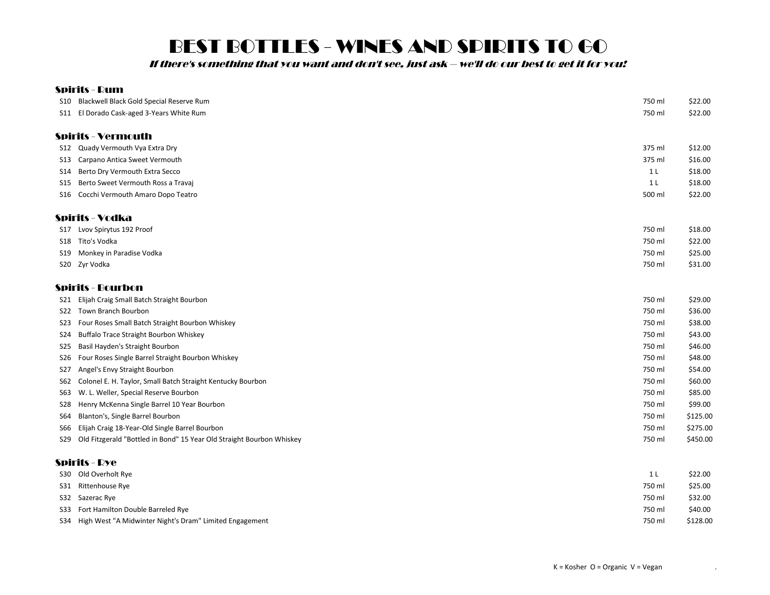# BEST BOTTLES - WINES AND SPIRITS TO GO

*If there's something that you want and don't see, just ask – we'll do our best to get it for you!*

## Spirits - Rum

| | | | |
|---|---|---|---|
| S10 | Blackwell Black Gold Special Reserve Rum | 750 ml | $22.00 |
| S11 | El Dorado Cask-aged 3-Years White Rum | 750 ml | $22.00 |

## Spirits - Vermouth

| | | | |
|---|---|---|---|
| S12 | Quady Vermouth Vya Extra Dry | 375 ml | $12.00 |
| S13 | Carpano Antica Sweet Vermouth | 375 ml | $16.00 |
| S14 | Berto Dry Vermouth Extra Secco | 1 L | $18.00 |
| S15 | Berto Sweet Vermouth Ross a Travaj | 1 L | $18.00 |
| S16 | Cocchi Vermouth Amaro Dopo Teatro | 500 ml | $22.00 |

## Spirits - Vodka

| | | | |
|---|---|---|---|
| S17 | Lvov Spirytus 192 Proof | 750 ml | $18.00 |
| S18 | Tito's Vodka | 750 ml | $22.00 |
| S19 | Monkey in Paradise Vodka | 750 ml | $25.00 |
| S20 | Zyr Vodka | 750 ml | $31.00 |

## Spirits - Bourbon

| | | | |
|---|---|---|---|
| S21 | Elijah Craig Small Batch Straight Bourbon | 750 ml | $29.00 |
| S22 | Town Branch Bourbon | 750 ml | $36.00 |
| S23 | Four Roses Small Batch Straight Bourbon Whiskey | 750 ml | $38.00 |
| S24 | Buffalo Trace Straight Bourbon Whiskey | 750 ml | $43.00 |
| S25 | Basil Hayden's Straight Bourbon | 750 ml | $46.00 |
| S26 | Four Roses Single Barrel Straight Bourbon Whiskey | 750 ml | $48.00 |
| S27 | Angel's Envy Straight Bourbon | 750 ml | $54.00 |
| S62 | Colonel E. H. Taylor, Small Batch Straight Kentucky Bourbon | 750 ml | $60.00 |
| S63 | W. L. Weller, Special Reserve Bourbon | 750 ml | $85.00 |
| S28 | Henry McKenna Single Barrel 10 Year Bourbon | 750 ml | $99.00 |
| S64 | Blanton's, Single Barrel Bourbon | 750 ml | $125.00 |
| S66 | Elijah Craig 18-Year-Old Single Barrel Bourbon | 750 ml | $275.00 |
| S29 | Old Fitzgerald "Bottled in Bond" 15 Year Old Straight Bourbon Whiskey | 750 ml | $450.00 |

## Spirits - Rye

| | | | |
|---|---|---|---|
| S30 | Old Overholt Rye | 1 L | $22.00 |
| S31 | Rittenhouse Rye | 750 ml | $25.00 |
| S32 | Sazerac Rye | 750 ml | $32.00 |
| S33 | Fort Hamilton Double Barreled Rye | 750 ml | $40.00 |
| S34 | High West "A Midwinter Night's Dram" Limited Engagement | 750 ml | $128.00 |

K = Kosher O = Organic V = Vegan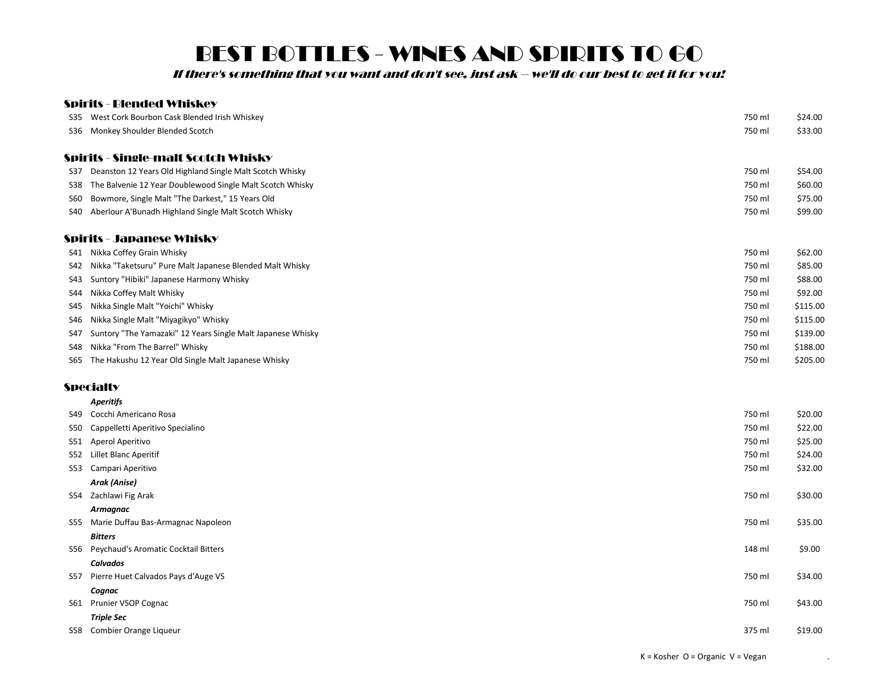# BEST BOTTLES - WINES AND SPIRITS TO GO

*If there's something that you want and don't see, just ask – we'll do our best to get it for you!*

## Spirits - Blended Whiskey

| | | | |
|---|---|---|---|
| S35 | West Cork Bourbon Cask Blended Irish Whiskey | 750 ml | $24.00 |
| S36 | Monkey Shoulder Blended Scotch | 750 ml | $33.00 |

## Spirits - Single-malt Scotch Whisky

| | | | |
|---|---|---|---|
| S37 | Deanston 12 Years Old Highland Single Malt Scotch Whisky | 750 ml | $54.00 |
| S38 | The Balvenie 12 Year Doublewood Single Malt Scotch Whisky | 750 ml | $60.00 |
| S60 | Bowmore, Single Malt "The Darkest," 15 Years Old | 750 ml | $75.00 |
| S40 | Aberlour A'Bunadh Highland Single Malt Scotch Whisky | 750 ml | $99.00 |

## Spirits - Japanese Whisky

| | | | |
|---|---|---|---|
| S41 | Nikka Coffey Grain Whisky | 750 ml | $62.00 |
| S42 | Nikka "Taketsuru" Pure Malt Japanese Blended Malt Whisky | 750 ml | $85.00 |
| S43 | Suntory "Hibiki" Japanese Harmony Whisky | 750 ml | $88.00 |
| S44 | Nikka Coffey Malt Whisky | 750 ml | $92.00 |
| S45 | Nikka Single Malt "Yoichi" Whisky | 750 ml | $115.00 |
| S46 | Nikka Single Malt "Miyagikyo" Whisky | 750 ml | $115.00 |
| S47 | Suntory "The Yamazaki" 12 Years Single Malt Japanese Whisky | 750 ml | $139.00 |
| S48 | Nikka "From The Barrel" Whisky | 750 ml | $188.00 |
| S65 | The Hakushu 12 Year Old Single Malt Japanese Whisky | 750 ml | $205.00 |

## Specialty

| | | | |
|---|---|---|---|
| | ***Aperitifs*** | | |
| S49 | Cocchi Americano Rosa | 750 ml | $20.00 |
| S50 | Cappelletti Aperitivo Specialino | 750 ml | $22.00 |
| S51 | Aperol Aperitivo | 750 ml | $25.00 |
| S52 | Lillet Blanc Aperitif | 750 ml | $24.00 |
| S53 | Campari Aperitivo | 750 ml | $32.00 |
| | ***Arak (Anise)*** | | |
| S54 | Zachlawi Fig Arak | 750 ml | $30.00 |
| | ***Armagnac*** | | |
| S55 | Marie Duffau Bas-Armagnac Napoleon | 750 ml | $35.00 |
| | ***Bitters*** | | |
| S56 | Peychaud's Aromatic Cocktail Bitters | 148 ml | $9.00 |
| | ***Calvados*** | | |
| S57 | Pierre Huet Calvados Pays d'Auge VS | 750 ml | $34.00 |
| | ***Cognac*** | | |
| S61 | Prunier VSOP Cognac | 750 ml | $43.00 |
| | ***Triple Sec*** | | |
| S58 | Combier Orange Liqueur | 375 ml | $19.00 |

K = Kosher O = Organic V = Vegan